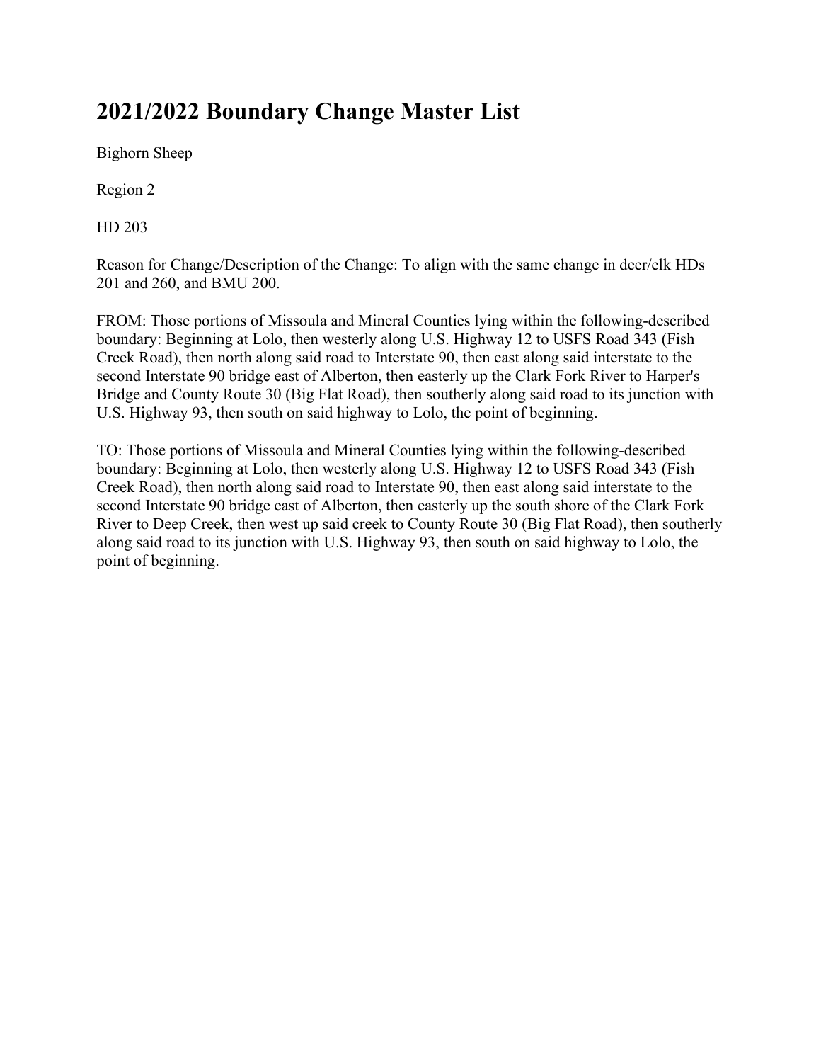# 2021/2022 Boundary Change Master List

Bighorn Sheep

Region 2

HD 203

Reason for Change/Description of the Change: To align with the same change in deer/elk HDs 201 and 260, and BMU 200.

FROM: Those portions of Missoula and Mineral Counties lying within the following-described boundary: Beginning at Lolo, then westerly along U.S. Highway 12 to USFS Road 343 (Fish Creek Road), then north along said road to Interstate 90, then east along said interstate to the second Interstate 90 bridge east of Alberton, then easterly up the Clark Fork River to Harper's Bridge and County Route 30 (Big Flat Road), then southerly along said road to its junction with U.S. Highway 93, then south on said highway to Lolo, the point of beginning.

TO: Those portions of Missoula and Mineral Counties lying within the following-described boundary: Beginning at Lolo, then westerly along U.S. Highway 12 to USFS Road 343 (Fish Creek Road), then north along said road to Interstate 90, then east along said interstate to the second Interstate 90 bridge east of Alberton, then easterly up the south shore of the Clark Fork River to Deep Creek, then west up said creek to County Route 30 (Big Flat Road), then southerly along said road to its junction with U.S. Highway 93, then south on said highway to Lolo, the point of beginning.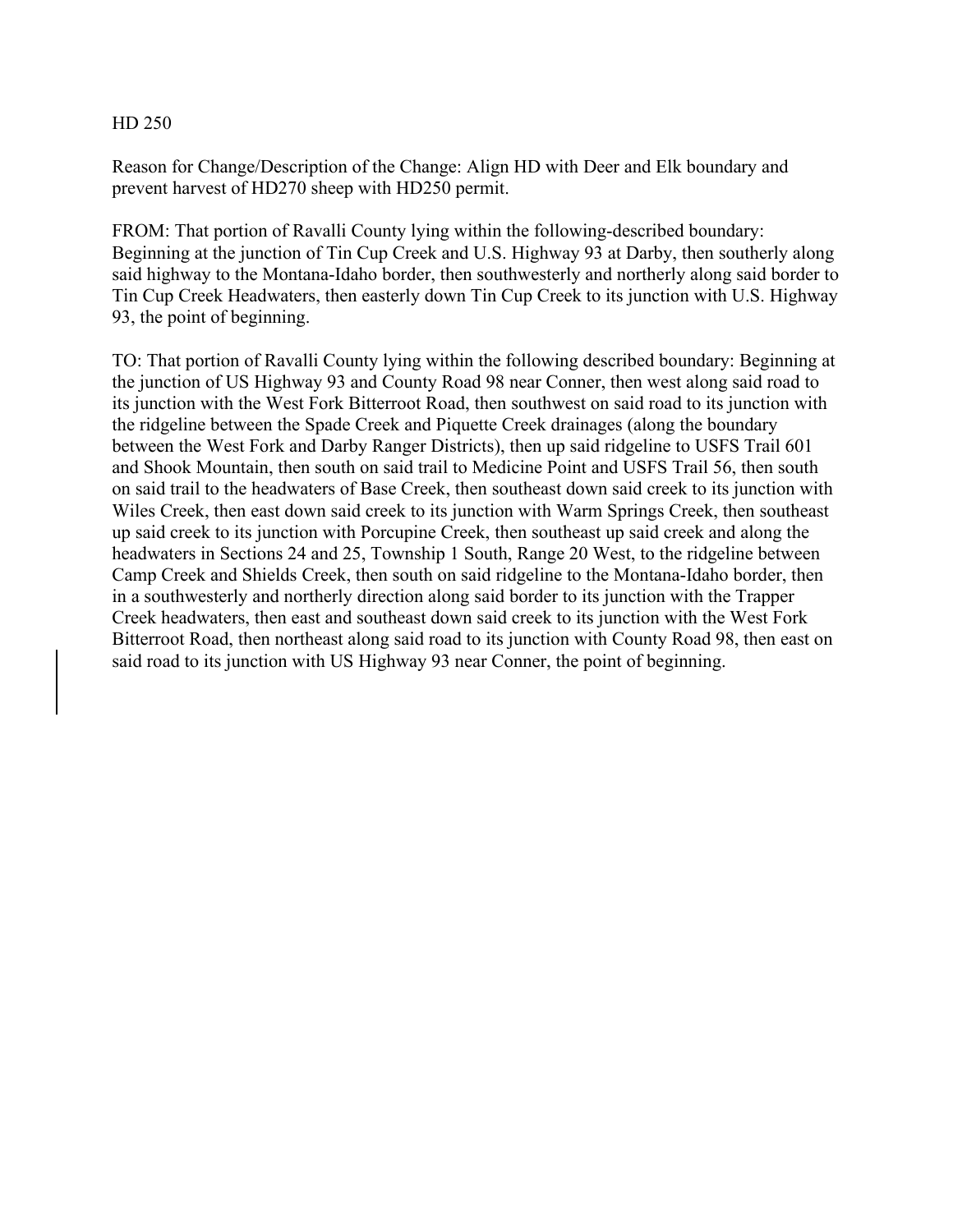HD 250

Reason for Change/Description of the Change: Align HD with Deer and Elk boundary and prevent harvest of HD270 sheep with HD250 permit.

FROM: That portion of Ravalli County lying within the following-described boundary: Beginning at the junction of Tin Cup Creek and U.S. Highway 93 at Darby, then southerly along said highway to the Montana-Idaho border, then southwesterly and northerly along said border to Tin Cup Creek Headwaters, then easterly down Tin Cup Creek to its junction with U.S. Highway 93, the point of beginning.

TO: That portion of Ravalli County lying within the following described boundary: Beginning at the junction of US Highway 93 and County Road 98 near Conner, then west along said road to its junction with the West Fork Bitterroot Road, then southwest on said road to its junction with the ridgeline between the Spade Creek and Piquette Creek drainages (along the boundary between the West Fork and Darby Ranger Districts), then up said ridgeline to USFS Trail 601 and Shook Mountain, then south on said trail to Medicine Point and USFS Trail 56, then south on said trail to the headwaters of Base Creek, then southeast down said creek to its junction with Wiles Creek, then east down said creek to its junction with Warm Springs Creek, then southeast up said creek to its junction with Porcupine Creek, then southeast up said creek and along the headwaters in Sections 24 and 25, Township 1 South, Range 20 West, to the ridgeline between Camp Creek and Shields Creek, then south on said ridgeline to the Montana-Idaho border, then in a southwesterly and northerly direction along said border to its junction with the Trapper Creek headwaters, then east and southeast down said creek to its junction with the West Fork Bitterroot Road, then northeast along said road to its junction with County Road 98, then east on said road to its junction with US Highway 93 near Conner, the point of beginning.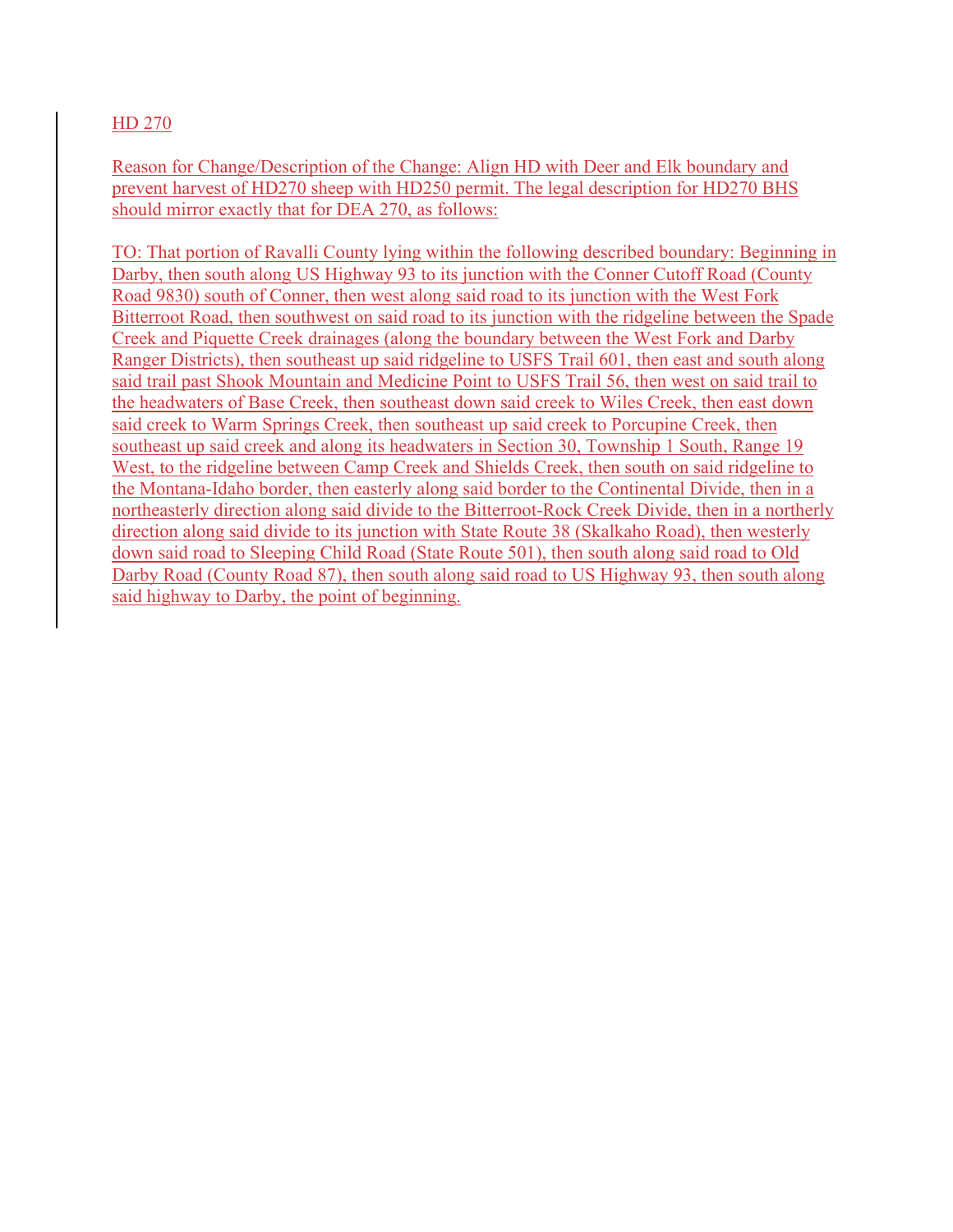HD 270

Reason for Change/Description of the Change: Align HD with Deer and Elk boundary and prevent harvest of HD270 sheep with HD250 permit. The legal description for HD270 BHS should mirror exactly that for DEA 270, as follows:

TO: That portion of Ravalli County lying within the following described boundary: Beginning in Darby, then south along US Highway 93 to its junction with the Conner Cutoff Road (County Road 9830) south of Conner, then west along said road to its junction with the West Fork Bitterroot Road, then southwest on said road to its junction with the ridgeline between the Spade Creek and Piquette Creek drainages (along the boundary between the West Fork and Darby Ranger Districts), then southeast up said ridgeline to USFS Trail 601, then east and south along said trail past Shook Mountain and Medicine Point to USFS Trail 56, then west on said trail to the headwaters of Base Creek, then southeast down said creek to Wiles Creek, then east down said creek to Warm Springs Creek, then southeast up said creek to Porcupine Creek, then southeast up said creek and along its headwaters in Section 30, Township 1 South, Range 19 West, to the ridgeline between Camp Creek and Shields Creek, then south on said ridgeline to the Montana-Idaho border, then easterly along said border to the Continental Divide, then in a northeasterly direction along said divide to the Bitterroot-Rock Creek Divide, then in a northerly direction along said divide to its junction with State Route 38 (Skalkaho Road), then westerly down said road to Sleeping Child Road (State Route 501), then south along said road to Old Darby Road (County Road 87), then south along said road to US Highway 93, then south along said highway to Darby, the point of beginning.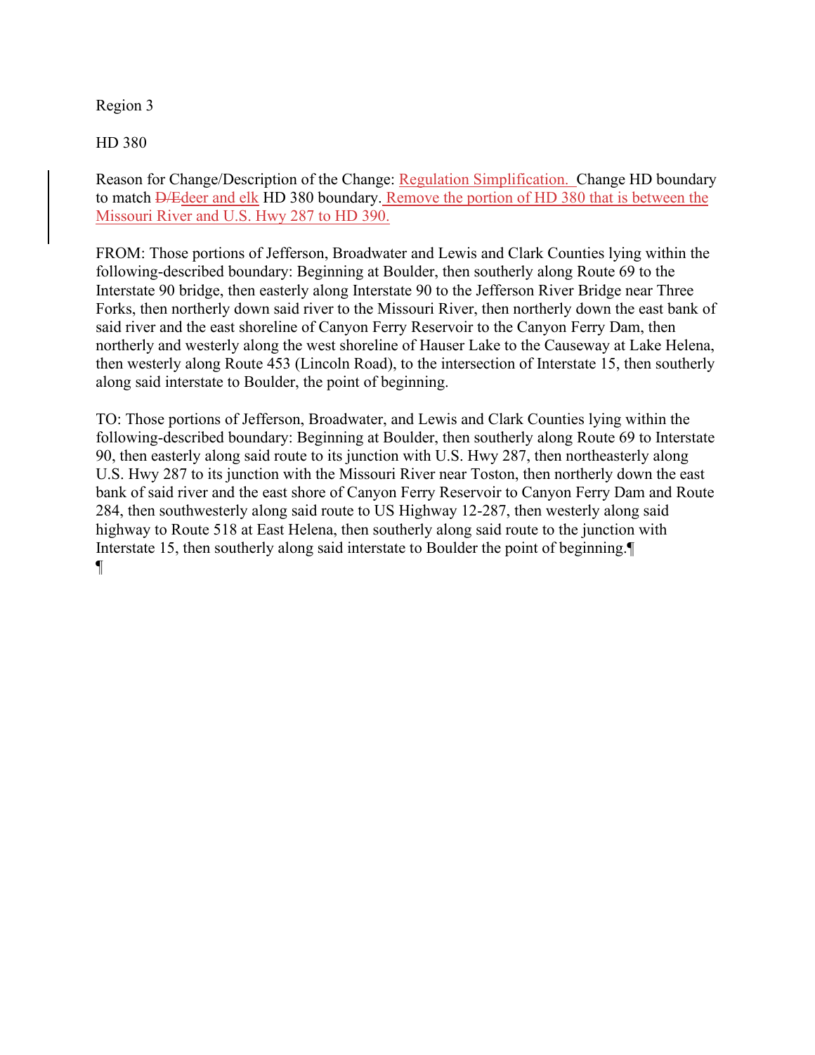Region 3

HD 380

Reason for Change/Description of the Change: Regulation Simplification. Change HD boundary to match ~~D/E~~deer and elk HD 380 boundary. Remove the portion of HD 380 that is between the Missouri River and U.S. Hwy 287 to HD 390.

FROM: Those portions of Jefferson, Broadwater and Lewis and Clark Counties lying within the following-described boundary: Beginning at Boulder, then southerly along Route 69 to the Interstate 90 bridge, then easterly along Interstate 90 to the Jefferson River Bridge near Three Forks, then northerly down said river to the Missouri River, then northerly down the east bank of said river and the east shoreline of Canyon Ferry Reservoir to the Canyon Ferry Dam, then northerly and westerly along the west shoreline of Hauser Lake to the Causeway at Lake Helena, then westerly along Route 453 (Lincoln Road), to the intersection of Interstate 15, then southerly along said interstate to Boulder, the point of beginning.

TO: Those portions of Jefferson, Broadwater, and Lewis and Clark Counties lying within the following-described boundary: Beginning at Boulder, then southerly along Route 69 to Interstate 90, then easterly along said route to its junction with U.S. Hwy 287, then northeasterly along U.S. Hwy 287 to its junction with the Missouri River near Toston, then northerly down the east bank of said river and the east shore of Canyon Ferry Reservoir to Canyon Ferry Dam and Route 284, then southwesterly along said route to US Highway 12-287, then westerly along said highway to Route 518 at East Helena, then southerly along said route to the junction with Interstate 15, then southerly along said interstate to Boulder the point of beginning.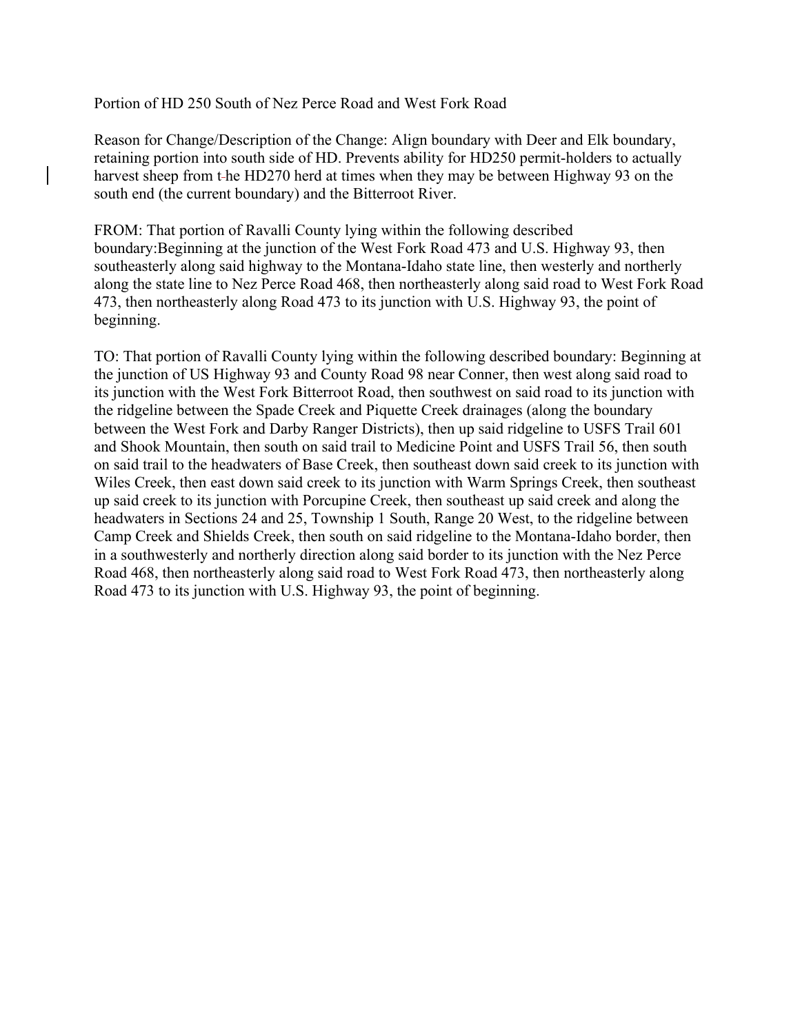Portion of HD 250 South of Nez Perce Road and West Fork Road

Reason for Change/Description of the Change: Align boundary with Deer and Elk boundary, retaining portion into south side of HD. Prevents ability for HD250 permit-holders to actually harvest sheep from the HD270 herd at times when they may be between Highway 93 on the south end (the current boundary) and the Bitterroot River.

FROM: That portion of Ravalli County lying within the following described boundary:Beginning at the junction of the West Fork Road 473 and U.S. Highway 93, then southeasterly along said highway to the Montana-Idaho state line, then westerly and northerly along the state line to Nez Perce Road 468, then northeasterly along said road to West Fork Road 473, then northeasterly along Road 473 to its junction with U.S. Highway 93, the point of beginning.

TO: That portion of Ravalli County lying within the following described boundary: Beginning at the junction of US Highway 93 and County Road 98 near Conner, then west along said road to its junction with the West Fork Bitterroot Road, then southwest on said road to its junction with the ridgeline between the Spade Creek and Piquette Creek drainages (along the boundary between the West Fork and Darby Ranger Districts), then up said ridgeline to USFS Trail 601 and Shook Mountain, then south on said trail to Medicine Point and USFS Trail 56, then south on said trail to the headwaters of Base Creek, then southeast down said creek to its junction with Wiles Creek, then east down said creek to its junction with Warm Springs Creek, then southeast up said creek to its junction with Porcupine Creek, then southeast up said creek and along the headwaters in Sections 24 and 25, Township 1 South, Range 20 West, to the ridgeline between Camp Creek and Shields Creek, then south on said ridgeline to the Montana-Idaho border, then in a southwesterly and northerly direction along said border to its junction with the Nez Perce Road 468, then northeasterly along said road to West Fork Road 473, then northeasterly along Road 473 to its junction with U.S. Highway 93, the point of beginning.